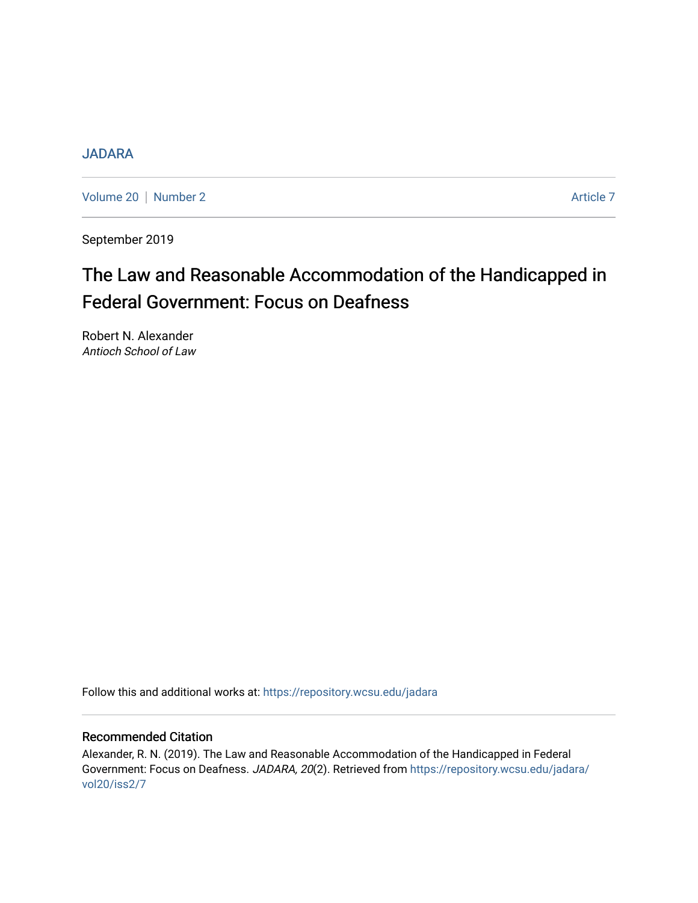JADARA

Volume 20 | Number 2 Article 7

September 2019

# The Law and Reasonable Accommodation of the Handicapped in Federal Government: Focus on Deafness

Robert N. Alexander
*Antioch School of Law*

Follow this and additional works at: https://repository.wcsu.edu/jadara

## Recommended Citation

Alexander, R. N. (2019). The Law and Reasonable Accommodation of the Handicapped in Federal Government: Focus on Deafness. *JADARA, 20*(2). Retrieved from https://repository.wcsu.edu/jadara/vol20/iss2/7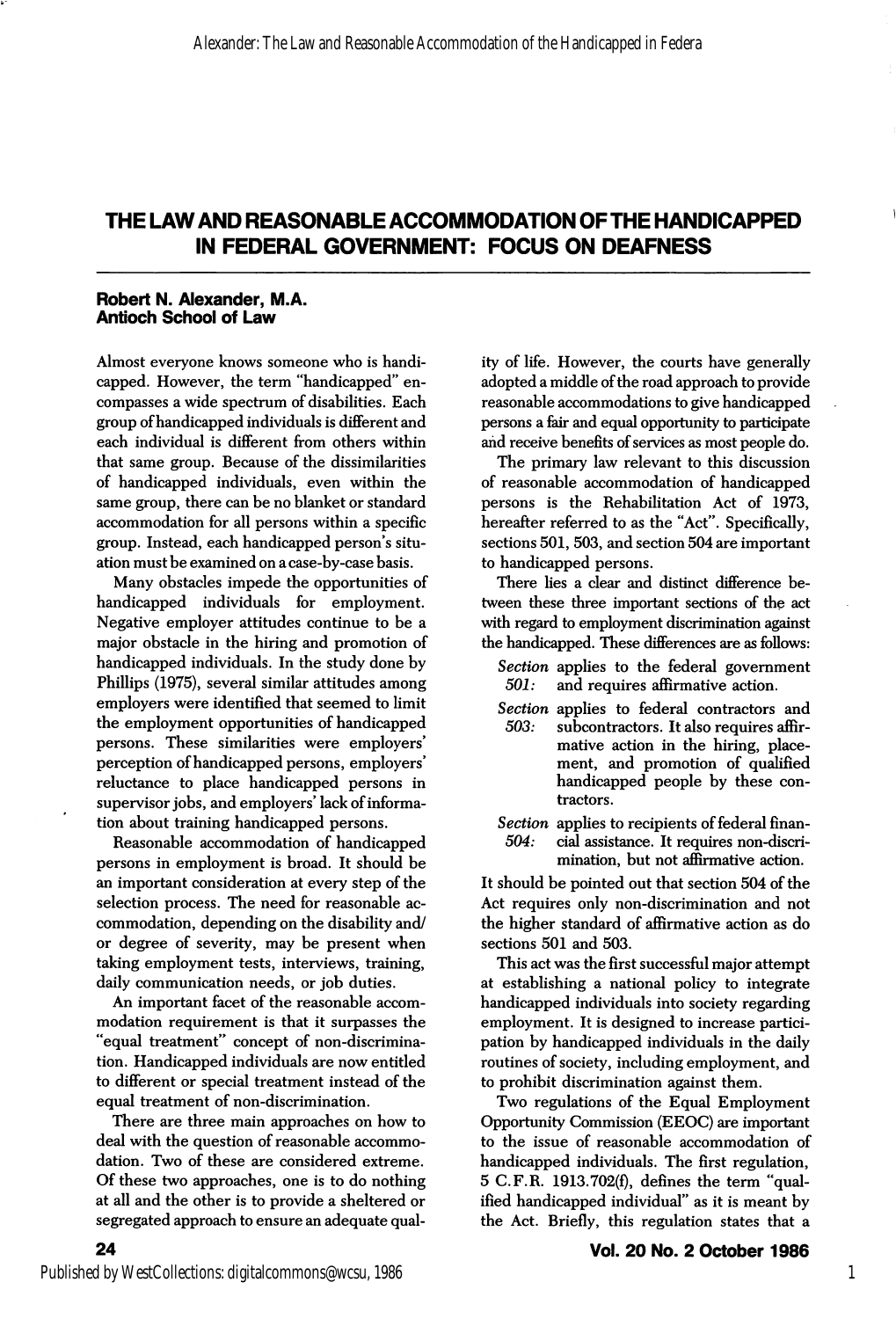# THE LAW AND REASONABLE ACCOMMODATION OF THE HANDICAPPED IN FEDERAL GOVERNMENT: FOCUS ON DEAFNESS

**Robert N. Alexander, M.A.**
**Antioch School of Law**

Almost everyone knows someone who is handicapped. However, the term "handicapped" encompasses a wide spectrum of disabilities. Each group of handicapped individuals is different and each individual is different from others within that same group. Because of the dissimilarities of handicapped individuals, even within the same group, there can be no blanket or standard accommodation for all persons within a specific group. Instead, each handicapped person's situation must be examined on a case-by-case basis.

Many obstacles impede the opportunities of handicapped individuals for employment. Negative employer attitudes continue to be a major obstacle in the hiring and promotion of handicapped individuals. In the study done by Phillips (1975), several similar attitudes among employers were identified that seemed to limit the employment opportunities of handicapped persons. These similarities were employers' perception of handicapped persons, employers' reluctance to place handicapped persons in supervisor jobs, and employers' lack of information about training handicapped persons.

Reasonable accommodation of handicapped persons in employment is broad. It should be an important consideration at every step of the selection process. The need for reasonable accommodation, depending on the disability and/or degree of severity, may be present when taking employment tests, interviews, training, daily communication needs, or job duties.

An important facet of the reasonable accommodation requirement is that it surpasses the "equal treatment" concept of non-discrimination. Handicapped individuals are now entitled to different or special treatment instead of the equal treatment of non-discrimination.

There are three main approaches on how to deal with the question of reasonable accommodation. Two of these are considered extreme. Of these two approaches, one is to do nothing at all and the other is to provide a sheltered or segregated approach to ensure an adequate quality of life. However, the courts have generally adopted a middle of the road approach to provide reasonable accommodations to give handicapped persons a fair and equal opportunity to participate and receive benefits of services as most people do.

The primary law relevant to this discussion of reasonable accommodation of handicapped persons is the Rehabilitation Act of 1973, hereafter referred to as the "Act". Specifically, sections 501, 503, and section 504 are important to handicapped persons.

There lies a clear and distinct difference between these three important sections of the act with regard to employment discrimination against the handicapped. These differences are as follows:

- *Section 501:* applies to the federal government and requires affirmative action.
- *Section 503:* applies to federal contractors and subcontractors. It also requires affirmative action in the hiring, placement, and promotion of qualified handicapped people by these contractors.
- *Section 504:* applies to recipients of federal financial assistance. It requires non-discrimination, but not affirmative action.

It should be pointed out that section 504 of the Act requires only non-discrimination and not the higher standard of affirmative action as do sections 501 and 503.

This act was the first successful major attempt at establishing a national policy to integrate handicapped individuals into society regarding employment. It is designed to increase participation by handicapped individuals in the daily routines of society, including employment, and to prohibit discrimination against them.

Two regulations of the Equal Employment Opportunity Commission (EEOC) are important to the issue of reasonable accommodation of handicapped individuals. The first regulation, 5 C.F.R. 1913.702(f), defines the term "qualified handicapped individual" as it is meant by the Act. Briefly, this regulation states that a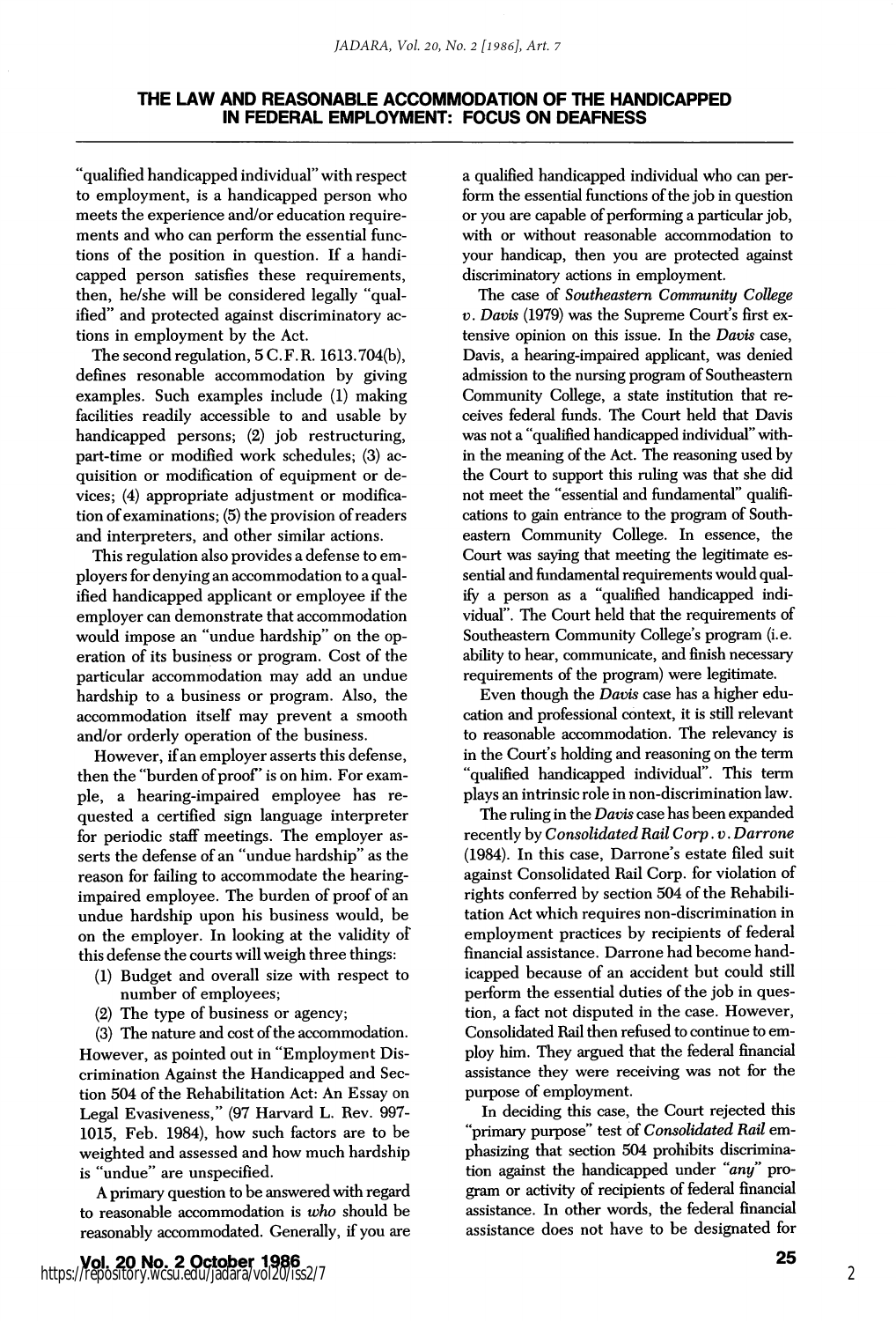"qualified handicapped individual" with respect to employment, is a handicapped person who meets the experience and/or education requirements and who can perform the essential functions of the position in question. If a handicapped person satisfies these requirements, then, he/she will be considered legally "qualified" and protected against discriminatory actions in employment by the Act.

The second regulation, 5 C.F.R. 1613.704(b), defines resonable accommodation by giving examples. Such examples include (1) making facilities readily accessible to and usable by handicapped persons; (2) job restructuring, part-time or modified work schedules; (3) acquisition or modification of equipment or devices; (4) appropriate adjustment or modification of examinations; (5) the provision of readers and interpreters, and other similar actions.

This regulation also provides a defense to employers for denying an accommodation to a qualified handicapped applicant or employee if the employer can demonstrate that accommodation would impose an "undue hardship" on the operation of its business or program. Cost of the particular accommodation may add an undue hardship to a business or program. Also, the accommodation itself may prevent a smooth and/or orderly operation of the business.

However, if an employer asserts this defense, then the "burden of proof" is on him. For example, a hearing-impaired employee has requested a certified sign language interpreter for periodic staff meetings. The employer asserts the defense of an "undue hardship" as the reason for failing to accommodate the hearing-impaired employee. The burden of proof of an undue hardship upon his business would, be on the employer. In looking at the validity of this defense the courts will weigh three things:

(1) Budget and overall size with respect to number of employees;
(2) The type of business or agency;
(3) The nature and cost of the accommodation.

However, as pointed out in "Employment Discrimination Against the Handicapped and Section 504 of the Rehabilitation Act: An Essay on Legal Evasiveness," (97 Harvard L. Rev. 997-1015, Feb. 1984), how such factors are to be weighted and assessed and how much hardship is "undue" are unspecified.

A primary question to be answered with regard to reasonable accommodation is *who* should be reasonably accommodated. Generally, if you are a qualified handicapped individual who can perform the essential functions of the job in question or you are capable of performing a particular job, with or without reasonable accommodation to your handicap, then you are protected against discriminatory actions in employment.

The case of *Southeastern Community College v. Davis* (1979) was the Supreme Court's first extensive opinion on this issue. In the *Davis* case, Davis, a hearing-impaired applicant, was denied admission to the nursing program of Southeastern Community College, a state institution that receives federal funds. The Court held that Davis was not a "qualified handicapped individual" within the meaning of the Act. The reasoning used by the Court to support this ruling was that she did not meet the "essential and fundamental" qualifications to gain entrance to the program of Southeastern Community College. In essence, the Court was saying that meeting the legitimate essential and fundamental requirements would qualify a person as a "qualified handicapped individual". The Court held that the requirements of Southeastern Community College's program (i.e. ability to hear, communicate, and finish necessary requirements of the program) were legitimate.

Even though the *Davis* case has a higher education and professional context, it is still relevant to reasonable accommodation. The relevancy is in the Court's holding and reasoning on the term "qualified handicapped individual". This term plays an intrinsic role in non-discrimination law.

The ruling in the *Davis* case has been expanded recently by *Consolidated Rail Corp. v. Darrone* (1984). In this case, Darrone's estate filed suit against Consolidated Rail Corp. for violation of rights conferred by section 504 of the Rehabilitation Act which requires non-discrimination in employment practices by recipients of federal financial assistance. Darrone had become handicapped because of an accident but could still perform the essential duties of the job in question, a fact not disputed in the case. However, Consolidated Rail then refused to continue to employ him. They argued that the federal financial assistance they were receiving was not for the purpose of employment.

In deciding this case, the Court rejected this "primary purpose" test of *Consolidated Rail* emphasizing that section 504 prohibits discrimination against the handicapped under *"any"* program or activity of recipients of federal financial assistance. In other words, the federal financial assistance does not have to be designated for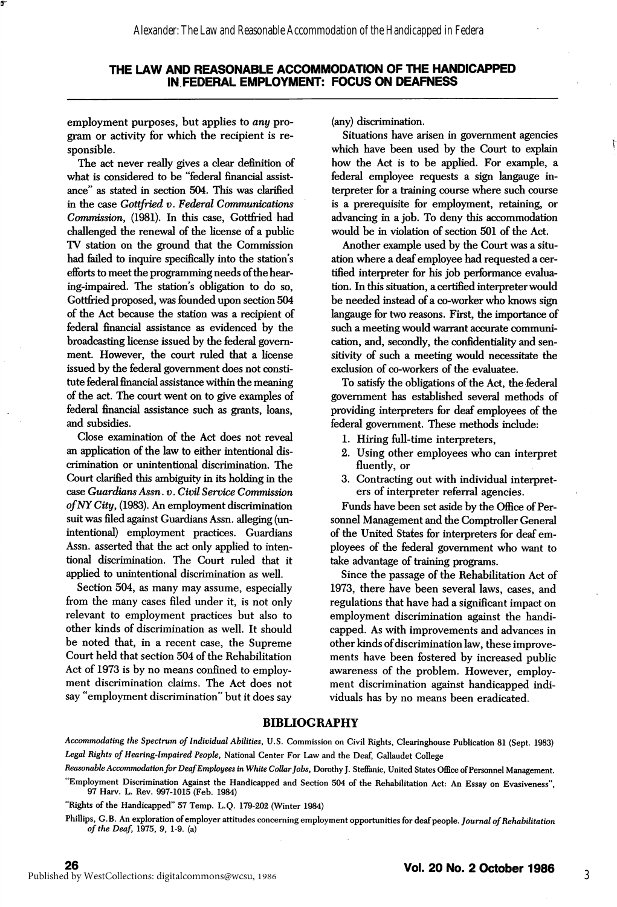employment purposes, but applies to *any* program or activity for which the recipient is responsible.

The act never really gives a clear definition of what is considered to be "federal financial assistance" as stated in section 504. This was clarified in the case *Gottfried v. Federal Communications Commission,* (1981). In this case, Gottfried had challenged the renewal of the license of a public TV station on the ground that the Commission had failed to inquire specifically into the station's efforts to meet the programming needs of the hearing-impaired. The station's obligation to do so, Gottfried proposed, was founded upon section 504 of the Act because the station was a recipient of federal financial assistance as evidenced by the broadcasting license issued by the federal government. However, the court ruled that a license issued by the federal government does not constitute federal financial assistance within the meaning of the act. The court went on to give examples of federal financial assistance such as grants, loans, and subsidies.

Close examination of the Act does not reveal an application of the law to either intentional discrimination or unintentional discrimination. The Court clarified this ambiguity in its holding in the case *Guardians Assn. v. Civil Service Commission of NY City,* (1983). An employment discrimination suit was filed against Guardians Assn. alleging (unintentional) employment practices. Guardians Assn. asserted that the act only applied to intentional discrimination. The Court ruled that it applied to unintentional discrimination as well.

Section 504, as many may assume, especially from the many cases filed under it, is not only relevant to employment practices but also to other kinds of discrimination as well. It should be noted that, in a recent case, the Supreme Court held that section 504 of the Rehabilitation Act of 1973 is by no means confined to employment discrimination claims. The Act does not say "employment discrimination" but it does say (any) discrimination.

Situations have arisen in government agencies which have been used by the Court to explain how the Act is to be applied. For example, a federal employee requests a sign langauge interpreter for a training course where such course is a prerequisite for employment, retaining, or advancing in a job. To deny this accommodation would be in violation of section 501 of the Act.

Another example used by the Court was a situation where a deaf employee had requested a certified interpreter for his job performance evaluation. In this situation, a certified interpreter would be needed instead of a co-worker who knows sign langauge for two reasons. First, the importance of such a meeting would warrant accurate communication, and, secondly, the confidentiality and sensitivity of such a meeting would necessitate the exclusion of co-workers of the evaluatee.

To satisfy the obligations of the Act, the federal government has established several methods of providing interpreters for deaf employees of the federal government. These methods include:

1. Hiring full-time interpreters,
2. Using other employees who can interpret fluently, or
3. Contracting out with individual interpreters of interpreter referral agencies.

Funds have been set aside by the Office of Personnel Management and the Comptroller General of the United States for interpreters for deaf employees of the federal government who want to take advantage of training programs.

Since the passage of the Rehabilitation Act of 1973, there have been several laws, cases, and regulations that have had a significant impact on employment discrimination against the handicapped. As with improvements and advances in other kinds of discrimination law, these improvements have been fostered by increased public awareness of the problem. However, employment discrimination against handicapped individuals has by no means been eradicated.

## BIBLIOGRAPHY

*Accommodating the Spectrum of Individual Abilities,* U.S. Commission on Civil Rights, Clearinghouse Publication 81 (Sept. 1983)

*Legal Rights of Hearing-Impaired People,* National Center For Law and the Deaf, Gallaudet College

*Reasonable Accommodation for Deaf Employees in White Collar Jobs,* Dorothy J. Steffanic, United States Office of Personnel Management.

"Employment Discrimination Against the Handicapped and Section 504 of the Rehabilitation Act: An Essay on Evasiveness", 97 Harv. L. Rev. 997-1015 (Feb. 1984)

"Rights of the Handicapped" 57 Temp. L.Q. 179-202 (Winter 1984)

Phillips, G.B. An exploration of employer attitudes concerning employment opportunities for deaf people. *Journal of Rehabilitation of the Deaf,* 1975, 9, 1-9. (a)